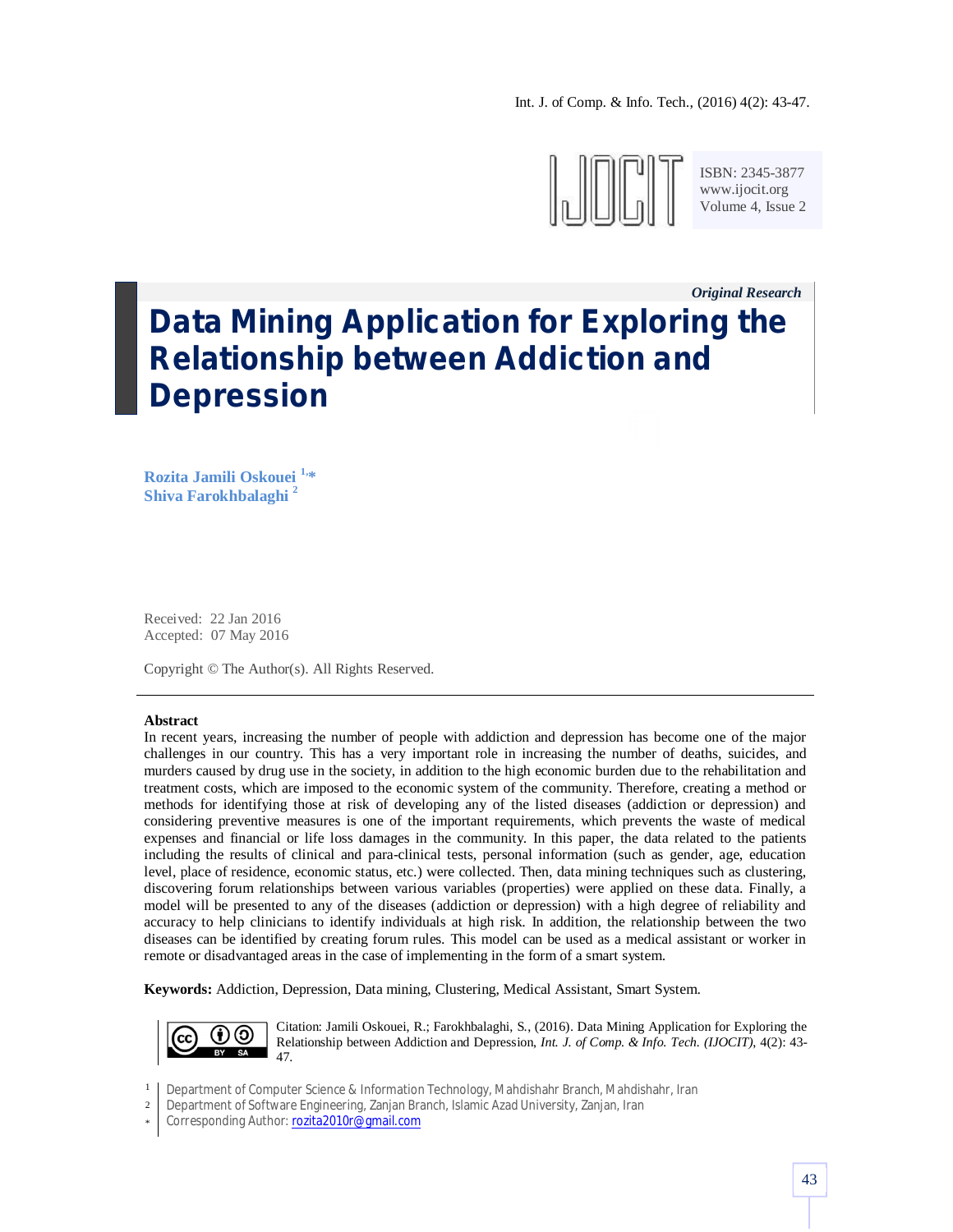*Original Research*

# Data Mining Application for Exploring the Relationship between Addiction and Depression

**Rozita Jamili Oskouei** [1,*]
**Shiva Farokhbalaghi** [2]

Received: 22 Jan 2016
Accepted: 07 May 2016

Copyright © The Author(s). All Rights Reserved.

---

**Abstract**

In recent years, increasing the number of people with addiction and depression has become one of the major challenges in our country. This has a very important role in increasing the number of deaths, suicides, and murders caused by drug use in the society, in addition to the high economic burden due to the rehabilitation and treatment costs, which are imposed to the economic system of the community. Therefore, creating a method or methods for identifying those at risk of developing any of the listed diseases (addiction or depression) and considering preventive measures is one of the important requirements, which prevents the waste of medical expenses and financial or life loss damages in the community. In this paper, the data related to the patients including the results of clinical and para-clinical tests, personal information (such as gender, age, education level, place of residence, economic status, etc.) were collected. Then, data mining techniques such as clustering, discovering forum relationships between various variables (properties) were applied on these data. Finally, a model will be presented to any of the diseases (addiction or depression) with a high degree of reliability and accuracy to help clinicians to identify individuals at high risk. In addition, the relationship between the two diseases can be identified by creating forum rules. This model can be used as a medical assistant or worker in remote or disadvantaged areas in the case of implementing in the form of a smart system.

**Keywords:** Addiction, Depression, Data mining, Clustering, Medical Assistant, Smart System.

Citation: Jamili Oskouei, R.; Farokhbalaghi, S., (2016). Data Mining Application for Exploring the Relationship between Addiction and Depression, *Int. J. of Comp. & Info. Tech. (IJOCIT)*, 4(2): 43-47.

[1] Department of Computer Science & Information Technology, Mahdishahr Branch, Mahdishahr, Iran
[2] Department of Software Engineering, Zanjan Branch, Islamic Azad University, Zanjan, Iran
[*] Corresponding Author: rozita2010r@gmail.com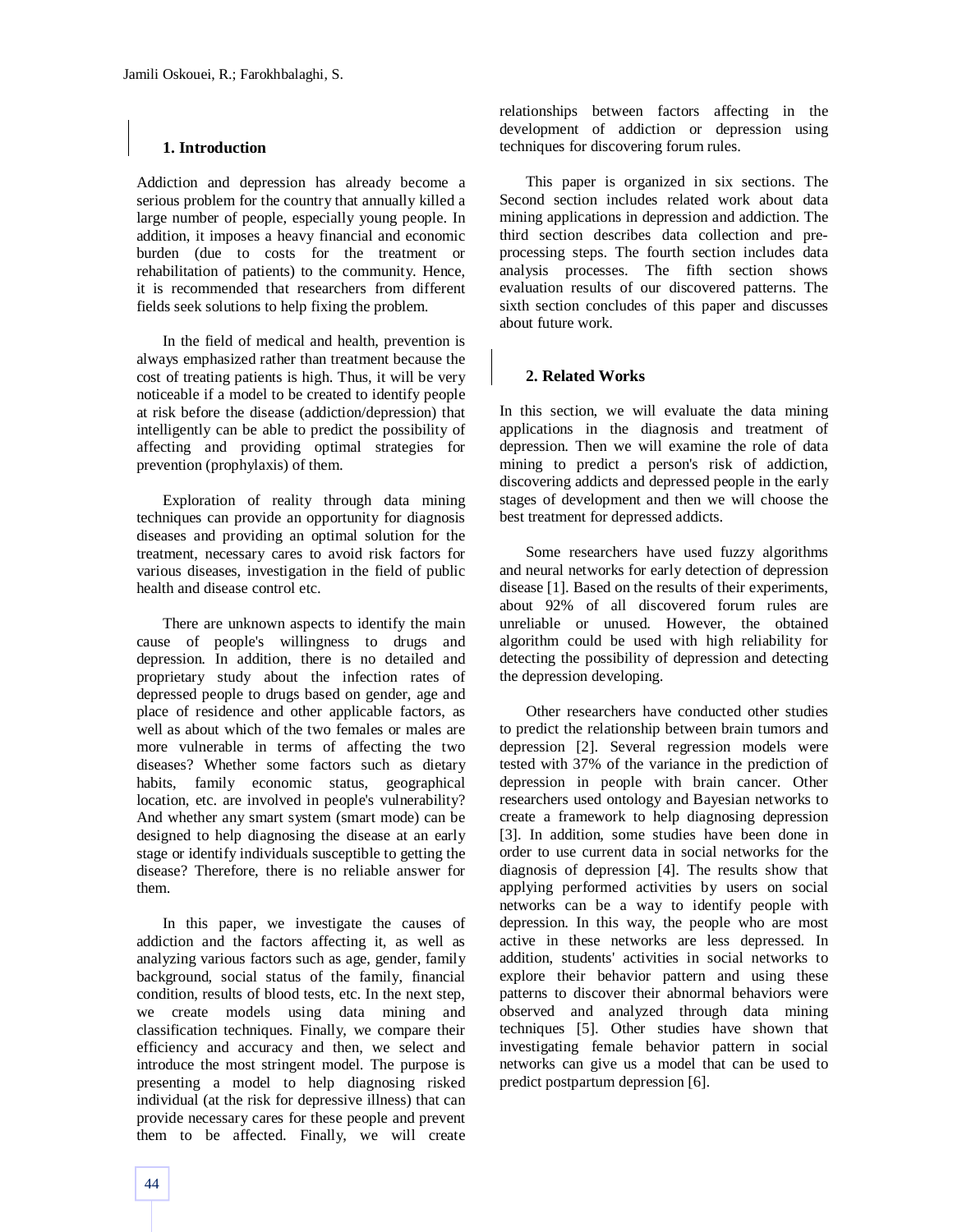## 1. Introduction

Addiction and depression has already become a serious problem for the country that annually killed a large number of people, especially young people. In addition, it imposes a heavy financial and economic burden (due to costs for the treatment or rehabilitation of patients) to the community. Hence, it is recommended that researchers from different fields seek solutions to help fixing the problem.

In the field of medical and health, prevention is always emphasized rather than treatment because the cost of treating patients is high. Thus, it will be very noticeable if a model to be created to identify people at risk before the disease (addiction/depression) that intelligently can be able to predict the possibility of affecting and providing optimal strategies for prevention (prophylaxis) of them.

Exploration of reality through data mining techniques can provide an opportunity for diagnosis diseases and providing an optimal solution for the treatment, necessary cares to avoid risk factors for various diseases, investigation in the field of public health and disease control etc.

There are unknown aspects to identify the main cause of people's willingness to drugs and depression. In addition, there is no detailed and proprietary study about the infection rates of depressed people to drugs based on gender, age and place of residence and other applicable factors, as well as about which of the two females or males are more vulnerable in terms of affecting the two diseases? Whether some factors such as dietary habits, family economic status, geographical location, etc. are involved in people's vulnerability? And whether any smart system (smart mode) can be designed to help diagnosing the disease at an early stage or identify individuals susceptible to getting the disease? Therefore, there is no reliable answer for them.

In this paper, we investigate the causes of addiction and the factors affecting it, as well as analyzing various factors such as age, gender, family background, social status of the family, financial condition, results of blood tests, etc. In the next step, we create models using data mining and classification techniques. Finally, we compare their efficiency and accuracy and then, we select and introduce the most stringent model. The purpose is presenting a model to help diagnosing risked individual (at the risk for depressive illness) that can provide necessary cares for these people and prevent them to be affected. Finally, we will create relationships between factors affecting in the development of addiction or depression using techniques for discovering forum rules.

This paper is organized in six sections. The Second section includes related work about data mining applications in depression and addiction. The third section describes data collection and pre-processing steps. The fourth section includes data analysis processes. The fifth section shows evaluation results of our discovered patterns. The sixth section concludes of this paper and discusses about future work.

## 2. Related Works

In this section, we will evaluate the data mining applications in the diagnosis and treatment of depression. Then we will examine the role of data mining to predict a person's risk of addiction, discovering addicts and depressed people in the early stages of development and then we will choose the best treatment for depressed addicts.

Some researchers have used fuzzy algorithms and neural networks for early detection of depression disease [1]. Based on the results of their experiments, about 92% of all discovered forum rules are unreliable or unused. However, the obtained algorithm could be used with high reliability for detecting the possibility of depression and detecting the depression developing.

Other researchers have conducted other studies to predict the relationship between brain tumors and depression [2]. Several regression models were tested with 37% of the variance in the prediction of depression in people with brain cancer. Other researchers used ontology and Bayesian networks to create a framework to help diagnosing depression [3]. In addition, some studies have been done in order to use current data in social networks for the diagnosis of depression [4]. The results show that applying performed activities by users on social networks can be a way to identify people with depression. In this way, the people who are most active in these networks are less depressed. In addition, students' activities in social networks to explore their behavior pattern and using these patterns to discover their abnormal behaviors were observed and analyzed through data mining techniques [5]. Other studies have shown that investigating female behavior pattern in social networks can give us a model that can be used to predict postpartum depression [6].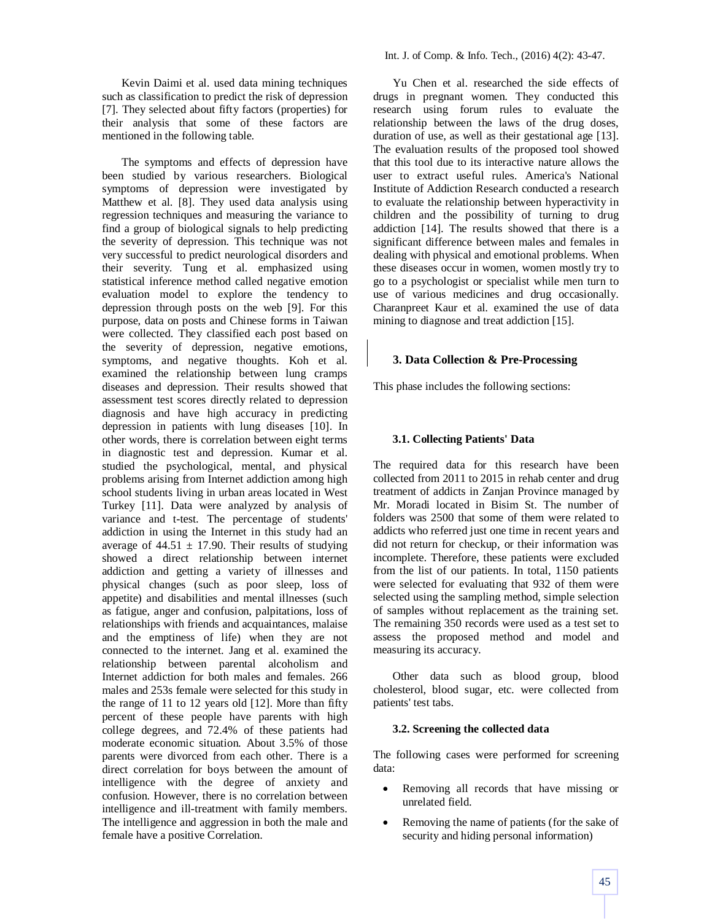Kevin Daimi et al. used data mining techniques such as classification to predict the risk of depression [7]. They selected about fifty factors (properties) for their analysis that some of these factors are mentioned in the following table.

The symptoms and effects of depression have been studied by various researchers. Biological symptoms of depression were investigated by Matthew et al. [8]. They used data analysis using regression techniques and measuring the variance to find a group of biological signals to help predicting the severity of depression. This technique was not very successful to predict neurological disorders and their severity. Tung et al. emphasized using statistical inference method called negative emotion evaluation model to explore the tendency to depression through posts on the web [9]. For this purpose, data on posts and Chinese forms in Taiwan were collected. They classified each post based on the severity of depression, negative emotions, symptoms, and negative thoughts. Koh et al. examined the relationship between lung cramps diseases and depression. Their results showed that assessment test scores directly related to depression diagnosis and have high accuracy in predicting depression in patients with lung diseases [10]. In other words, there is correlation between eight terms in diagnostic test and depression. Kumar et al. studied the psychological, mental, and physical problems arising from Internet addiction among high school students living in urban areas located in West Turkey [11]. Data were analyzed by analysis of variance and t-test. The percentage of students' addiction in using the Internet in this study had an average of 44.51 ± 17.90. Their results of studying showed a direct relationship between internet addiction and getting a variety of illnesses and physical changes (such as poor sleep, loss of appetite) and disabilities and mental illnesses (such as fatigue, anger and confusion, palpitations, loss of relationships with friends and acquaintances, malaise and the emptiness of life) when they are not connected to the internet. Jang et al. examined the relationship between parental alcoholism and Internet addiction for both males and females. 266 males and 253s female were selected for this study in the range of 11 to 12 years old [12]. More than fifty percent of these people have parents with high college degrees, and 72.4% of these patients had moderate economic situation. About 3.5% of those parents were divorced from each other. There is a direct correlation for boys between the amount of intelligence with the degree of anxiety and confusion. However, there is no correlation between intelligence and ill-treatment with family members. The intelligence and aggression in both the male and female have a positive Correlation.

Yu Chen et al. researched the side effects of drugs in pregnant women. They conducted this research using forum rules to evaluate the relationship between the laws of the drug doses, duration of use, as well as their gestational age [13]. The evaluation results of the proposed tool showed that this tool due to its interactive nature allows the user to extract useful rules. America's National Institute of Addiction Research conducted a research to evaluate the relationship between hyperactivity in children and the possibility of turning to drug addiction [14]. The results showed that there is a significant difference between males and females in dealing with physical and emotional problems. When these diseases occur in women, women mostly try to go to a psychologist or specialist while men turn to use of various medicines and drug occasionally. Charanpreet Kaur et al. examined the use of data mining to diagnose and treat addiction [15].

## 3. Data Collection & Pre-Processing

This phase includes the following sections:

### 3.1. Collecting Patients' Data

The required data for this research have been collected from 2011 to 2015 in rehab center and drug treatment of addicts in Zanjan Province managed by Mr. Moradi located in Bisim St. The number of folders was 2500 that some of them were related to addicts who referred just one time in recent years and did not return for checkup, or their information was incomplete. Therefore, these patients were excluded from the list of our patients. In total, 1150 patients were selected for evaluating that 932 of them were selected using the sampling method, simple selection of samples without replacement as the training set. The remaining 350 records were used as a test set to assess the proposed method and model and measuring its accuracy.

Other data such as blood group, blood cholesterol, blood sugar, etc. were collected from patients' test tabs.

### 3.2. Screening the collected data

The following cases were performed for screening data:

- Removing all records that have missing or unrelated field.
- Removing the name of patients (for the sake of security and hiding personal information)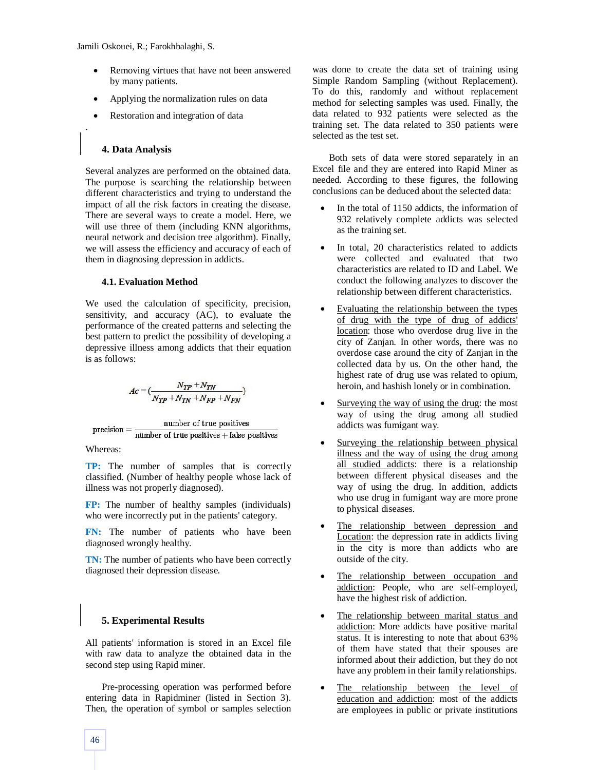- Removing virtues that have not been answered by many patients.
- Applying the normalization rules on data
- Restoration and integration of data

.

## 4. Data Analysis

Several analyzes are performed on the obtained data. The purpose is searching the relationship between different characteristics and trying to understand the impact of all the risk factors in creating the disease. There are several ways to create a model. Here, we will use three of them (including KNN algorithms, neural network and decision tree algorithm). Finally, we will assess the efficiency and accuracy of each of them in diagnosing depression in addicts.

### 4.1. Evaluation Method

We used the calculation of specificity, precision, sensitivity, and accuracy (AC), to evaluate the performance of the created patterns and selecting the best pattern to predict the possibility of developing a depressive illness among addicts that their equation is as follows:

$$Ac = \left(\frac{N_{TP} + N_{TN}}{N_{TP} + N_{TN} + N_{FP} + N_{FN}}\right)$$

$$\text{precision} = \frac{\text{number of true positives}}{\text{number of true positives} + \text{false positives}}$$

Whereas:

**TP:** The number of samples that is correctly classified. (Number of healthy people whose lack of illness was not properly diagnosed).

**FP:** The number of healthy samples (individuals) who were incorrectly put in the patients' category.

**FN:** The number of patients who have been diagnosed wrongly healthy.

**TN:** The number of patients who have been correctly diagnosed their depression disease.

## 5. Experimental Results

All patients' information is stored in an Excel file with raw data to analyze the obtained data in the second step using Rapid miner.

Pre-processing operation was performed before entering data in Rapidminer (listed in Section 3). Then, the operation of symbol or samples selection was done to create the data set of training using Simple Random Sampling (without Replacement). To do this, randomly and without replacement method for selecting samples was used. Finally, the data related to 932 patients were selected as the training set. The data related to 350 patients were selected as the test set.

Both sets of data were stored separately in an Excel file and they are entered into Rapid Miner as needed. According to these figures, the following conclusions can be deduced about the selected data:

- In the total of 1150 addicts, the information of 932 relatively complete addicts was selected as the training set.
- In total, 20 characteristics related to addicts were collected and evaluated that two characteristics are related to ID and Label. We conduct the following analyzes to discover the relationship between different characteristics.
- Evaluating the relationship between the types of drug with the type of drug of addicts' location: those who overdose drug live in the city of Zanjan. In other words, there was no overdose case around the city of Zanjan in the collected data by us. On the other hand, the highest rate of drug use was related to opium, heroin, and hashish lonely or in combination.
- Surveying the way of using the drug: the most way of using the drug among all studied addicts was fumigant way.
- Surveying the relationship between physical illness and the way of using the drug among all studied addicts: there is a relationship between different physical diseases and the way of using the drug. In addition, addicts who use drug in fumigant way are more prone to physical diseases.
- The relationship between depression and Location: the depression rate in addicts living in the city is more than addicts who are outside of the city.
- The relationship between occupation and addiction: People, who are self-employed, have the highest risk of addiction.
- The relationship between marital status and addiction: More addicts have positive marital status. It is interesting to note that about 63% of them have stated that their spouses are informed about their addiction, but they do not have any problem in their family relationships.
- The relationship between the level of education and addiction: most of the addicts are employees in public or private institutions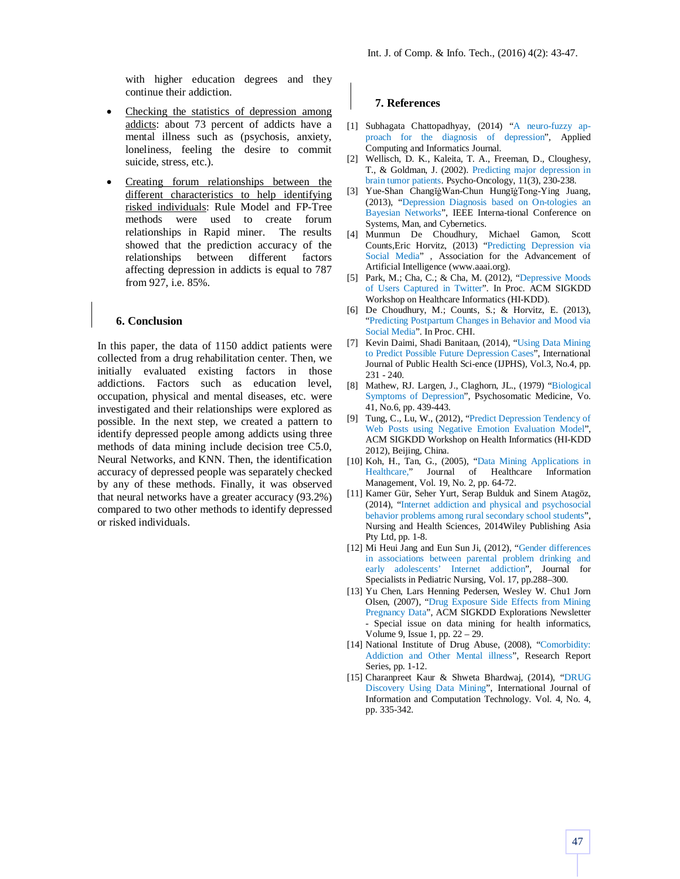with higher education degrees and they continue their addiction.

- Checking the statistics of depression among addicts: about 73 percent of addicts have a mental illness such as (psychosis, anxiety, loneliness, feeling the desire to commit suicide, stress, etc.).
- Creating forum relationships between the different characteristics to help identifying risked individuals: Rule Model and FP-Tree methods were used to create forum relationships in Rapid miner. The results showed that the prediction accuracy of the relationships between different factors affecting depression in addicts is equal to 787 from 927, i.e. 85%.

## 6. Conclusion

In this paper, the data of 1150 addict patients were collected from a drug rehabilitation center. Then, we initially evaluated existing factors in those addictions. Factors such as education level, occupation, physical and mental diseases, etc. were investigated and their relationships were explored as possible. In the next step, we created a pattern to identify depressed people among addicts using three methods of data mining include decision tree C5.0, Neural Networks, and KNN. Then, the identification accuracy of depressed people was separately checked by any of these methods. Finally, it was observed that neural networks have a greater accuracy (93.2%) compared to two other methods to identify depressed or risked individuals.

## 7. References

[1] Subhagata Chattopadhyay, (2014) "A neuro-fuzzy approach for the diagnosis of depression", Applied Computing and Informatics Journal.

[2] Wellisch, D. K., Kaleita, T. A., Freeman, D., Cloughesy, T., & Goldman, J. (2002). Predicting major depression in brain tumor patients. Psycho-Oncology, 11(3), 230-238.

[3] Yue-Shan ChangĭğWan-Chun HungĭğTong-Ying Juang, (2013), "Depression Diagnosis based on On-tologies an Bayesian Networks", IEEE Interna-tional Conference on Systems, Man, and Cybernetics.

[4] Munmun De Choudhury, Michael Gamon, Scott Counts,Eric Horvitz, (2013) "Predicting Depression via Social Media" , Association for the Advancement of Artificial Intelligence (www.aaai.org).

[5] Park, M.; Cha, C.; & Cha, M. (2012), "Depressive Moods of Users Captured in Twitter". In Proc. ACM SIGKDD Workshop on Healthcare Informatics (HI-KDD).

[6] De Choudhury, M.; Counts, S.; & Horvitz, E. (2013), "Predicting Postpartum Changes in Behavior and Mood via Social Media". In Proc. CHI.

[7] Kevin Daimi, Shadi Banitaan, (2014), "Using Data Mining to Predict Possible Future Depression Cases", International Journal of Public Health Sci-ence (IJPHS), Vol.3, No.4, pp. 231 - 240.

[8] Mathew, RJ. Largen, J., Claghorn, JL., (1979) "Biological Symptoms of Depression", Psychosomatic Medicine, Vo. 41, No.6, pp. 439-443.

[9] Tung, C., Lu, W., (2012), "Predict Depression Tendency of Web Posts using Negative Emotion Evaluation Model", ACM SIGKDD Workshop on Health Informatics (HI-KDD 2012), Beijing, China.

[10] Koh, H., Tan, G., (2005), "Data Mining Applications in Healthcare," Journal of Healthcare Information Management, Vol. 19, No. 2, pp. 64-72.

[11] Kamer Gür, Seher Yurt, Serap Bulduk and Sinem Atagöz, (2014), "Internet addiction and physical and psychosocial behavior problems among rural secondary school students", Nursing and Health Sciences, 2014Wiley Publishing Asia Pty Ltd, pp. 1-8.

[12] Mi Heui Jang and Eun Sun Ji, (2012), "Gender differences in associations between parental problem drinking and early adolescents' Internet addiction", Journal for Specialists in Pediatric Nursing, Vol. 17, pp.288–300.

[13] Yu Chen, Lars Henning Pedersen, Wesley W. Chu1 Jorn Olsen, (2007), "Drug Exposure Side Effects from Mining Pregnancy Data", ACM SIGKDD Explorations Newsletter - Special issue on data mining for health informatics, Volume 9, Issue 1, pp. 22 – 29.

[14] National Institute of Drug Abuse, (2008), "Comorbidity: Addiction and Other Mental illness", Research Report Series, pp. 1-12.

[15] Charanpreet Kaur & Shweta Bhardwaj, (2014), "DRUG Discovery Using Data Mining", International Journal of Information and Computation Technology. Vol. 4, No. 4, pp. 335-342.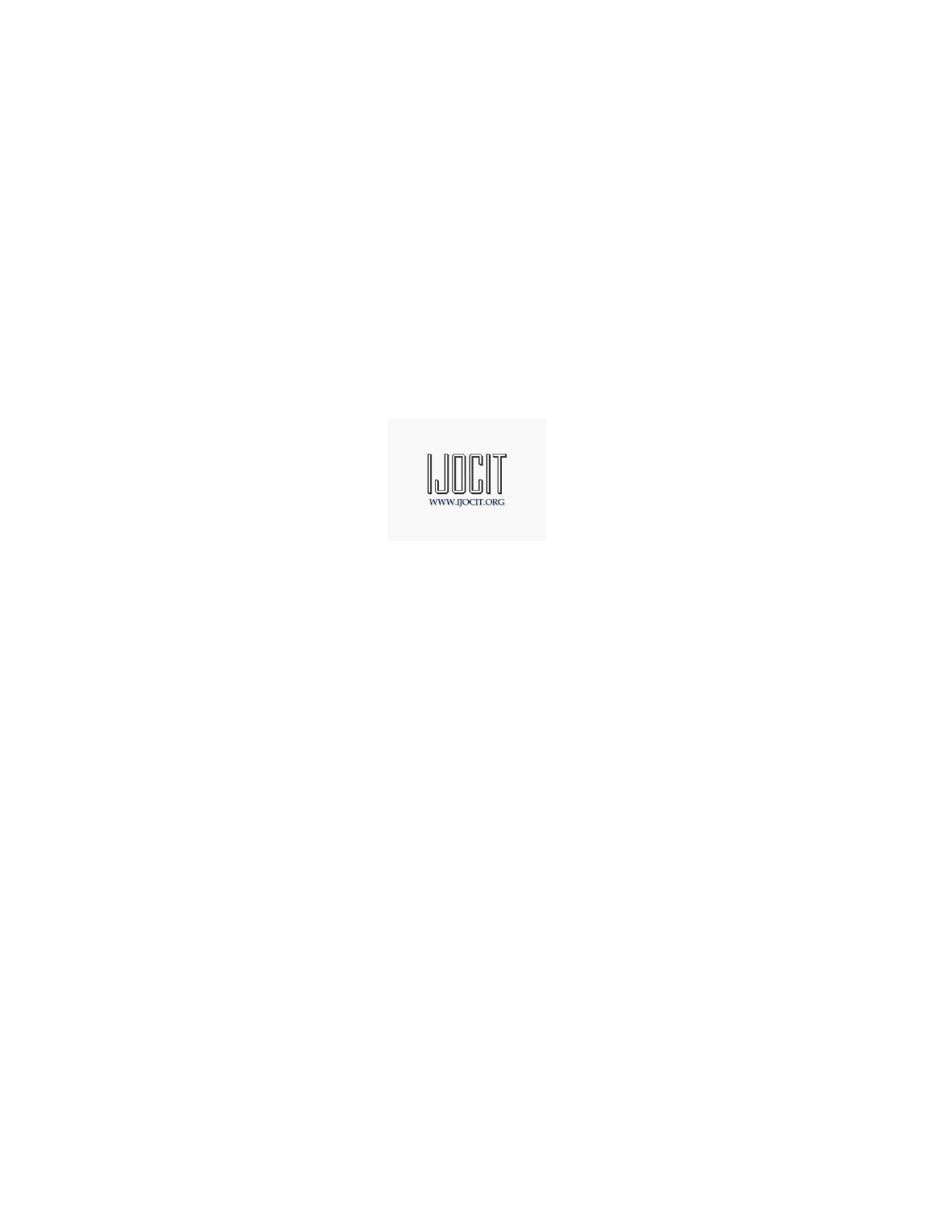IJOCIT

WWW.IJOCIT.ORG